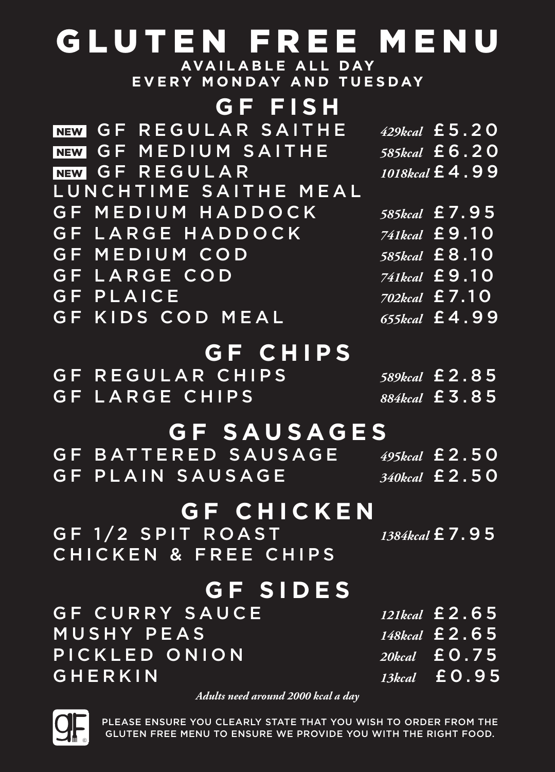# GLUTEN FREE MENU

**AVAILABLE ALL DAY**
**EVERY MONDAY AND TUESDAY**

## GF FISH

| Item | kcal | Price |
|---|---|---|
| NEW GF REGULAR SAITHE | *429kcal* | £5.20 |
| NEW GF MEDIUM SAITHE | *585kcal* | £6.20 |
| NEW GF REGULAR LUNCHTIME SAITHE MEAL | *1018kcal* | £4.99 |
| GF MEDIUM HADDOCK | *585kcal* | £7.95 |
| GF LARGE HADDOCK | *741kcal* | £9.10 |
| GF MEDIUM COD | *585kcal* | £8.10 |
| GF LARGE COD | *741kcal* | £9.10 |
| GF PLAICE | *702kcal* | £7.10 |
| GF KIDS COD MEAL | *655kcal* | £4.99 |

## GF CHIPS

| Item | kcal | Price |
|---|---|---|
| GF REGULAR CHIPS | *589kcal* | £2.85 |
| GF LARGE CHIPS | *884kcal* | £3.85 |

## GF SAUSAGES

| Item | kcal | Price |
|---|---|---|
| GF BATTERED SAUSAGE | *495kcal* | £2.50 |
| GF PLAIN SAUSAGE | *340kcal* | £2.50 |

## GF CHICKEN

| Item | kcal | Price |
|---|---|---|
| GF 1/2 SPIT ROAST CHICKEN & FREE CHIPS | *1384kcal* | £7.95 |

## GF SIDES

| Item | kcal | Price |
|---|---|---|
| GF CURRY SAUCE | *121kcal* | £2.65 |
| MUSHY PEAS | *148kcal* | £2.65 |
| PICKLED ONION | *20kcal* | £0.75 |
| GHERKIN | *13kcal* | £0.95 |

*Adults need around 2000 kcal a day*

PLEASE ENSURE YOU CLEARLY STATE THAT YOU WISH TO ORDER FROM THE GLUTEN FREE MENU TO ENSURE WE PROVIDE YOU WITH THE RIGHT FOOD.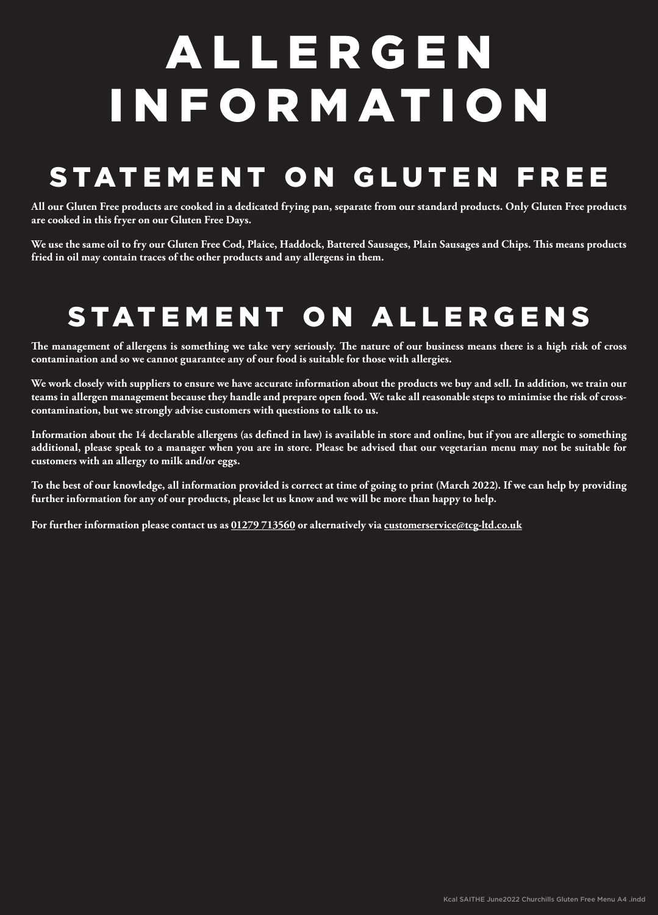# ALLERGEN INFORMATION

## STATEMENT ON GLUTEN FREE

**All our Gluten Free products are cooked in a dedicated frying pan, separate from our standard products. Only Gluten Free products are cooked in this fryer on our Gluten Free Days.**

**We use the same oil to fry our Gluten Free Cod, Plaice, Haddock, Battered Sausages, Plain Sausages and Chips. This means products fried in oil may contain traces of the other products and any allergens in them.**

## STATEMENT ON ALLERGENS

**The management of allergens is something we take very seriously. The nature of our business means there is a high risk of cross contamination and so we cannot guarantee any of our food is suitable for those with allergies.**

**We work closely with suppliers to ensure we have accurate information about the products we buy and sell. In addition, we train our teams in allergen management because they handle and prepare open food. We take all reasonable steps to minimise the risk of cross-contamination, but we strongly advise customers with questions to talk to us.**

**Information about the 14 declarable allergens (as defined in law) is available in store and online, but if you are allergic to something additional, please speak to a manager when you are in store. Please be advised that our vegetarian menu may not be suitable for customers with an allergy to milk and/or eggs.**

**To the best of our knowledge, all information provided is correct at time of going to print (March 2022). If we can help by providing further information for any of our products, please let us know and we will be more than happy to help.**

**For further information please contact us as 01279 713560 or alternatively via customerservice@tcg-ltd.co.uk**